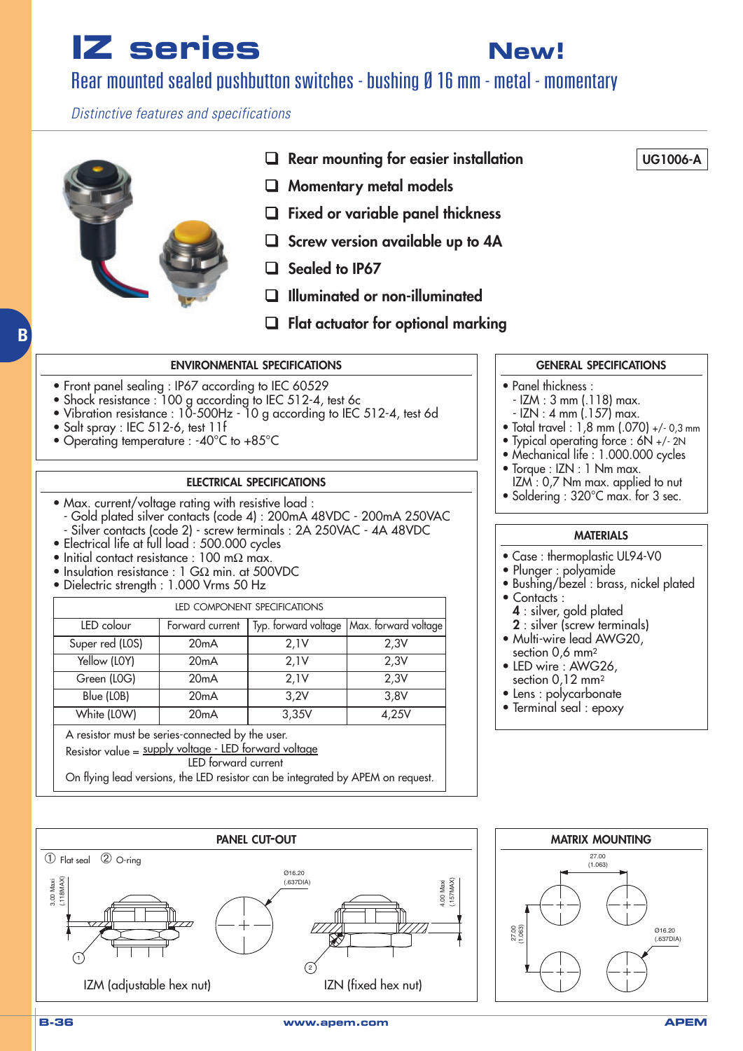# IZ series

**New!**

## Rear mounted sealed pushbutton switches - bushing Ø 16 mm - metal - momentary

*Distinctive features and specifications*

**UG1006-A**

- Rear mounting for easier installation
- Momentary metal models
- Fixed or variable panel thickness
- Screw version available up to 4A
- Sealed to IP67
- Illuminated or non-illuminated
- Flat actuator for optional marking

### ENVIRONMENTAL SPECIFICATIONS

- Front panel sealing : IP67 according to IEC 60529
- Shock resistance : 100 g according to IEC 512-4, test 6c
- Vibration resistance : 10-500Hz - 10 g according to IEC 512-4, test 6d
- Salt spray : IEC 512-6, test 11f
- Operating temperature : -40°C to +85°C

### ELECTRICAL SPECIFICATIONS

- Max. current/voltage rating with resistive load :
  - Gold plated silver contacts (code 4) : 200mA 48VDC - 200mA 250VAC
  - Silver contacts (code 2) - screw terminals : 2A 250VAC - 4A 48VDC
- Electrical life at full load : 500.000 cycles
- Initial contact resistance : 100 mΩ max.
- Insulation resistance : 1 GΩ min. at 500VDC
- Dielectric strength : 1.000 Vrms 50 Hz

LED COMPONENT SPECIFICATIONS

| LED colour | Forward current | Typ. forward voltage | Max. forward voltage |
|---|---|---|---|
| Super red (L0S) | 20mA | 2,1V | 2,3V |
| Yellow (L0Y) | 20mA | 2,1V | 2,3V |
| Green (L0G) | 20mA | 2,1V | 2,3V |
| Blue (L0B) | 20mA | 3,2V | 3,8V |
| White (L0W) | 20mA | 3,35V | 4,25V |

A resistor must be series-connected by the user.

$$\text{Resistor value} = \frac{\text{supply voltage - LED forward voltage}}{\text{LED forward current}}$$

On flying lead versions, the LED resistor can be integrated by APEM on request.

### GENERAL SPECIFICATIONS

- Panel thickness :
  - IZM : 3 mm (.118) max.
  - IZN : 4 mm (.157) max.
- Total travel : 1,8 mm (.070) +/- 0,3 mm
- Typical operating force : 6N +/- 2N
- Mechanical life : 1.000.000 cycles
- Torque : IZN : 1 Nm max.
  IZM : 0,7 Nm max. applied to nut
- Soldering : 320°C max. for 3 sec.

### MATERIALS

- Case : thermoplastic UL94-V0
- Plunger : polyamide
- Bushing/bezel : brass, nickel plated
- Contacts :
  - **4** : silver, gold plated
  - **2** : silver (screw terminals)
- Multi-wire lead AWG20, section 0,6 mm²
- LED wire : AWG26, section 0,12 mm²
- Lens : polycarbonate
- Terminal seal : epoxy

### PANEL CUT-OUT

① Flat seal ② O-ring

3.00 Maxi (.118MAX) — Ø16.20 (.637DIA) — 4.00 Maxi (.157MAX)

IZM (adjustable hex nut) IZN (fixed hex nut)

### MATRIX MOUNTING

27.00 (1.063) — 27.00 (1.063) — Ø16.20 (.637DIA)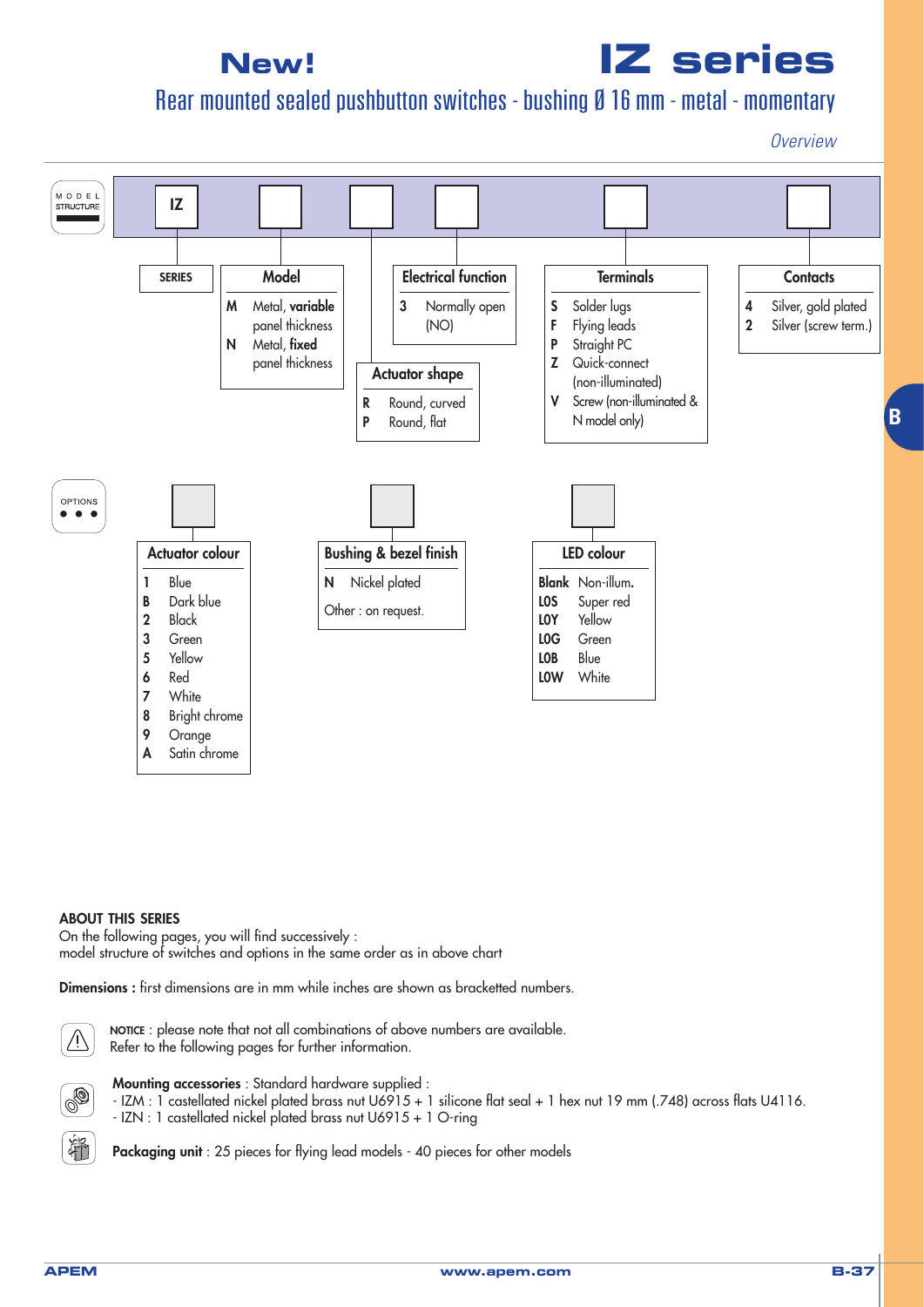# New! IZ series

## Rear mounted sealed pushbutton switches - bushing Ø 16 mm - metal - momentary

*Overview*

### MODEL STRUCTURE

IZ | Model | Actuator shape | Electrical function | Terminals | Contacts

**SERIES**

IZ

**Model**

- **M** Metal, **variable** panel thickness
- **N** Metal, **fixed** panel thickness

**Actuator shape**

- **R** Round, curved
- **P** Round, flat

**Electrical function**

- **3** Normally open (NO)

**Terminals**

- **S** Solder lugs
- **F** Flying leads
- **P** Straight PC
- **Z** Quick-connect (non-illuminated)
- **V** Screw (non-illuminated & N model only)

**Contacts**

- **4** Silver, gold plated
- **2** Silver (screw term.)

### OPTIONS

**Actuator colour**

- **1** Blue
- **B** Dark blue
- **2** Black
- **3** Green
- **5** Yellow
- **6** Red
- **7** White
- **8** Bright chrome
- **9** Orange
- **A** Satin chrome

**Bushing & bezel finish**

- **N** Nickel plated

Other : on request.

**LED colour**

- **Blank** Non-illum.
- **L0S** Super red
- **L0Y** Yellow
- **L0G** Green
- **L0B** Blue
- **L0W** White

**ABOUT THIS SERIES**

On the following pages, you will find successively :
model structure of switches and options in the same order as in above chart

**Dimensions :** first dimensions are in mm while inches are shown as bracketted numbers.

**NOTICE** : please note that not all combinations of above numbers are available.
Refer to the following pages for further information.

**Mounting accessories** : Standard hardware supplied :
- IZM : 1 castellated nickel plated brass nut U6915 + 1 silicone flat seal + 1 hex nut 19 mm (.748) across flats U4116.
- IZN : 1 castellated nickel plated brass nut U6915 + 1 O-ring

**Packaging unit** : 25 pieces for flying lead models - 40 pieces for other models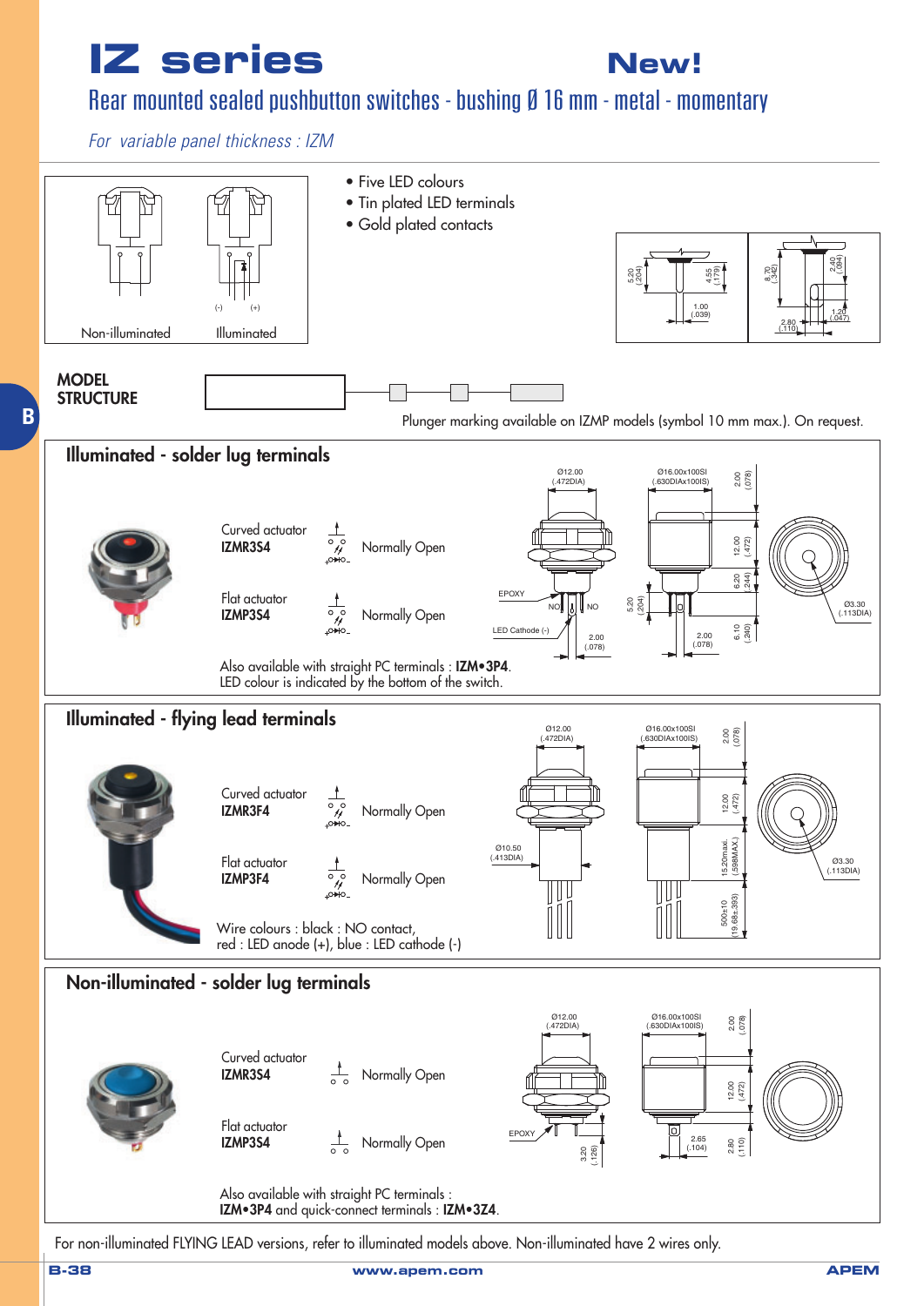# IZ series

**New!**

## Rear mounted sealed pushbutton switches - bushing Ø 16 mm - metal - momentary

*For variable panel thickness : IZM*

Non-illuminated | Illuminated

(-) (+)

- Five LED colours
- Tin plated LED terminals
- Gold plated contacts

**MODEL STRUCTURE**

Plunger marking available on IZMP models (symbol 10 mm max.). On request.

## Illuminated - solder lug terminals

Curved actuator
**IZMR3S4** — Normally Open

Flat actuator
**IZMP3S4** — Normally Open

Also available with straight PC terminals : **IZM•3P4**.
LED colour is indicated by the bottom of the switch.

## Illuminated - flying lead terminals

Curved actuator
**IZMR3F4** — Normally Open

Flat actuator
**IZMP3F4** — Normally Open

Wire colours : black : NO contact,
red : LED anode (+), blue : LED cathode (-)

## Non-illuminated - solder lug terminals

Curved actuator
**IZMR3S4** — Normally Open

Flat actuator
**IZMP3S4** — Normally Open

Also available with straight PC terminals :
**IZM•3P4** and quick-connect terminals : **IZM•3Z4**.

For non-illuminated FLYING LEAD versions, refer to illuminated models above. Non-illuminated have 2 wires only.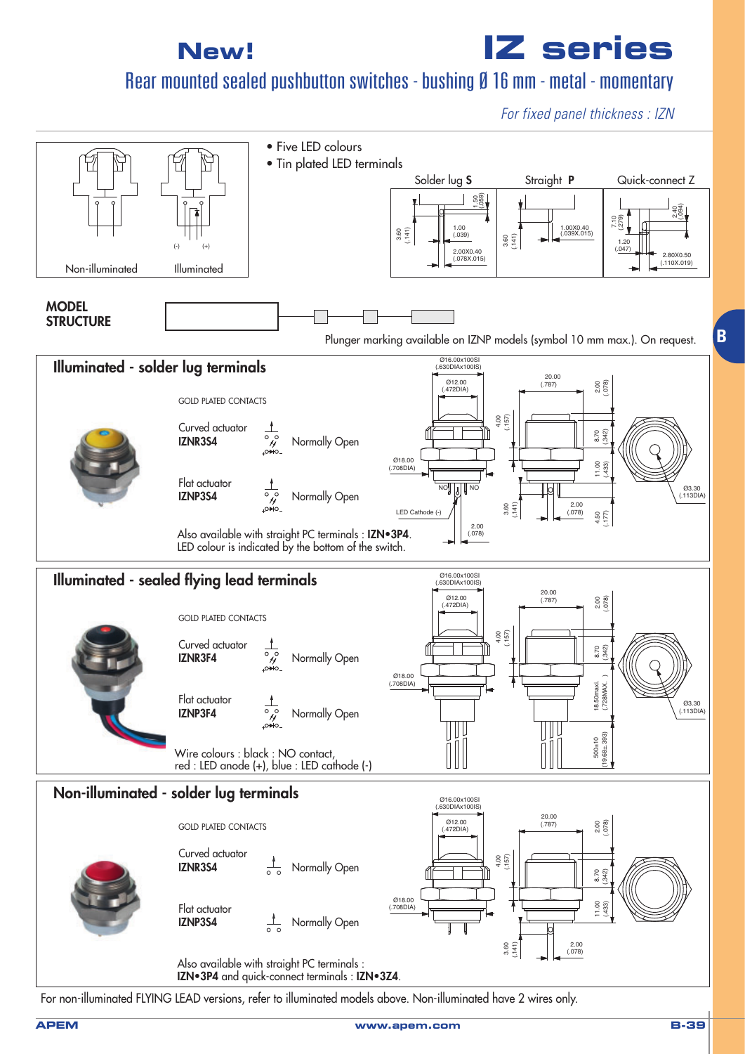# New! IZ series

## Rear mounted sealed pushbutton switches - bushing Ø 16 mm - metal - momentary

*For fixed panel thickness : IZN*

Non-illuminated | Illuminated

- Five LED colours
- Tin plated LED terminals

Solder lug **S** | Straight **P** | Quick-connect Z

**MODEL STRUCTURE**

Plunger marking available on IZNP models (symbol 10 mm max.). On request.

### Illuminated - solder lug terminals

GOLD PLATED CONTACTS

| | | |
|---|---|---|
| Curved actuator **IZNR3S4** | | Normally Open |
| Flat actuator **IZNP3S4** | | Normally Open |

Also available with straight PC terminals : **IZN•3P4**.
LED colour is indicated by the bottom of the switch.

### Illuminated - sealed flying lead terminals

GOLD PLATED CONTACTS

| | | |
|---|---|---|
| Curved actuator **IZNR3F4** | | Normally Open |
| Flat actuator **IZNP3F4** | | Normally Open |

Wire colours : black : NO contact,
red : LED anode (+), blue : LED cathode (-)

### Non-illuminated - solder lug terminals

GOLD PLATED CONTACTS

| | | |
|---|---|---|
| Curved actuator **IZNR3S4** | | Normally Open |
| Flat actuator **IZNP3S4** | | Normally Open |

Also available with straight PC terminals :
**IZN•3P4** and quick-connect terminals : **IZN•3Z4**.

For non-illuminated FLYING LEAD versions, refer to illuminated models above. Non-illuminated have 2 wires only.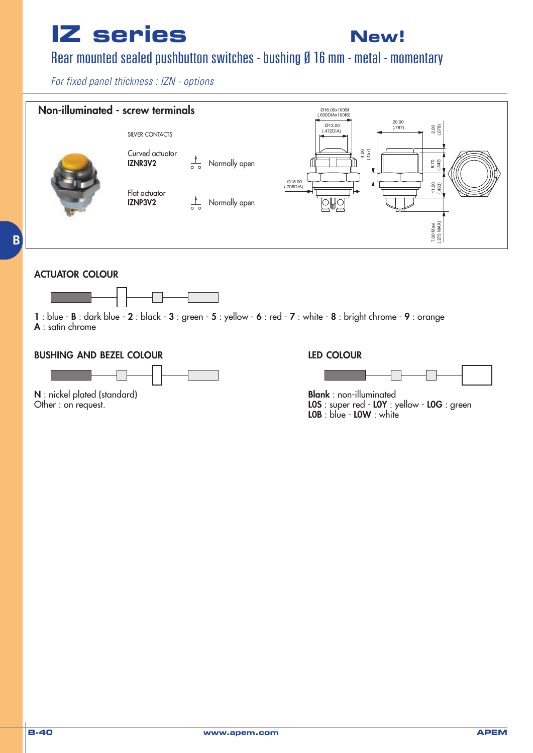# IZ series

**New!**

## Rear mounted sealed pushbutton switches - bushing Ø 16 mm - metal - momentary

*For fixed panel thickness : IZN - options*

### Non-illuminated - screw terminals

SILVER CONTACTS

| | | |
|---|---|---|
| Curved actuator **IZNR3V2** | | Normally open |
| Flat actuator **IZNP3V2** | | Normally open |

Ø16.00x100SI (.630DIAx100IS)
Ø12.00 (.472DIA)
Ø18.00 (.708DIA)
4.00 (.157)
20.00 (.787)
2.00 (.078)
8.70 (.342)
11.00 (.433)
7.00 Maxi (.275 MAX)

### ACTUATOR COLOUR

**1** : blue - **B** : dark blue - **2** : black - **3** : green - **5** : yellow - **6** : red - **7** : white - **8** : bright chrome - **9** : orange
**A** : satin chrome

### BUSHING AND BEZEL COLOUR

**N** : nickel plated (standard)
Other : on request.

### LED COLOUR

**Blank** : non-illuminated
**LOS** : super red - **LOY** : yellow - **LOG** : green
**LOB** : blue - **LOW** : white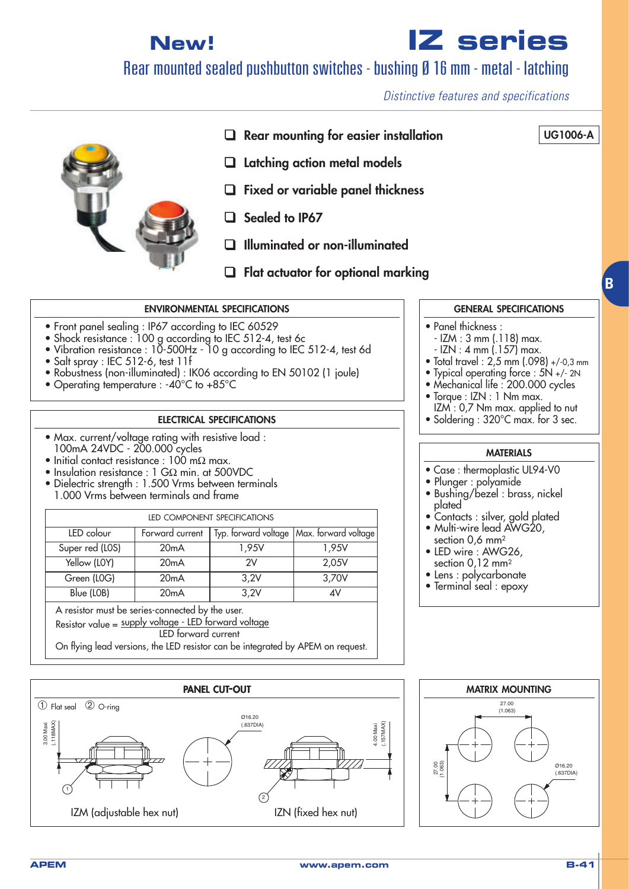# New! IZ series

## Rear mounted sealed pushbutton switches - bushing Ø 16 mm - metal - latching

*Distinctive features and specifications*

UG1006-A

- Rear mounting for easier installation
- Latching action metal models
- Fixed or variable panel thickness
- Sealed to IP67
- Illuminated or non-illuminated
- Flat actuator for optional marking

### ENVIRONMENTAL SPECIFICATIONS

- Front panel sealing : IP67 according to IEC 60529
- Shock resistance : 100 g according to IEC 512-4, test 6c
- Vibration resistance : 10-500Hz - 10 g according to IEC 512-4, test 6d
- Salt spray : IEC 512-6, test 11f
- Robustness (non-illuminated) : IK06 according to EN 50102 (1 joule)
- Operating temperature : -40°C to +85°C

### ELECTRICAL SPECIFICATIONS

- Max. current/voltage rating with resistive load : 100mA 24VDC - 200.000 cycles
- Initial contact resistance : 100 mΩ max.
- Insulation resistance : 1 GΩ min. at 500VDC
- Dielectric strength : 1.500 Vrms between terminals 1.000 Vrms between terminals and frame

LED COMPONENT SPECIFICATIONS

| LED colour | Forward current | Typ. forward voltage | Max. forward voltage |
|---|---|---|---|
| Super red (L0S) | 20mA | 1,95V | 1,95V |
| Yellow (L0Y) | 20mA | 2V | 2,05V |
| Green (L0G) | 20mA | 3,2V | 3,70V |
| Blue (L0B) | 20mA | 3,2V | 4V |

A resistor must be series-connected by the user.

Resistor value = $\frac{\text{supply voltage - LED forward voltage}}{\text{LED forward current}}$

On flying lead versions, the LED resistor can be integrated by APEM on request.

### GENERAL SPECIFICATIONS

- Panel thickness :
  - IZM : 3 mm (.118) max.
  - IZN : 4 mm (.157) max.
- Total travel : 2,5 mm (.098) +/-0,3 mm
- Typical operating force : 5N +/- 2N
- Mechanical life : 200.000 cycles
- Torque : IZN : 1 Nm max. IZM : 0,7 Nm max. applied to nut
- Soldering : 320°C max. for 3 sec.

### MATERIALS

- Case : thermoplastic UL94-V0
- Plunger : polyamide
- Bushing/bezel : brass, nickel plated
- Contacts : silver, gold plated
- Multi-wire lead AWG20, section 0,6 mm²
- LED wire : AWG26, section 0,12 mm²
- Lens : polycarbonate
- Terminal seal : epoxy

### PANEL CUT-OUT

① Flat seal ② O-ring

3.00 Maxi (.118MAX) — Ø16.20 (.637DIA) — 4.00 Maxi (.157MAX)

IZM (adjustable hex nut) IZN (fixed hex nut)

### MATRIX MOUNTING

27.00 (1.063) — 27.00 (1.063) — Ø16.20 (.637DIA)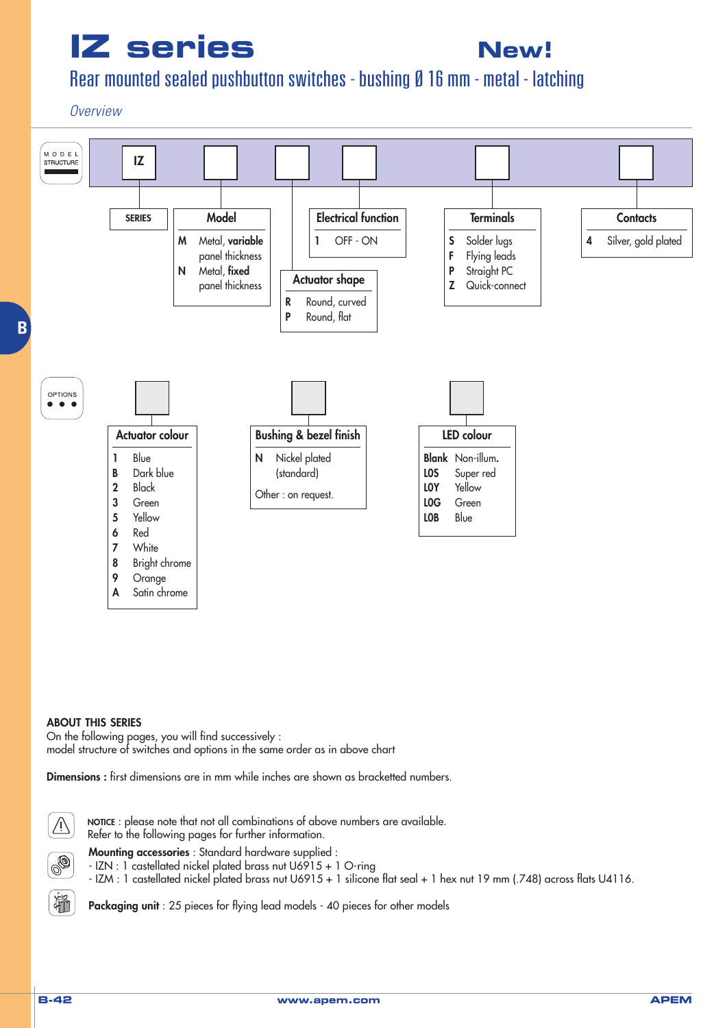# IZ series

**New!**

## Rear mounted sealed pushbutton switches - bushing Ø 16 mm - metal - latching

*Overview*

### MODEL STRUCTURE

IZ | ☐ | ☐ | ☐ | ☐ | ☐

**SERIES**: IZ

**Model**

| Code | Description |
|---|---|
| M | Metal, **variable** panel thickness |
| N | Metal, **fixed** panel thickness |

**Actuator shape**

| Code | Description |
|---|---|
| R | Round, curved |
| P | Round, flat |

**Electrical function**

| Code | Description |
|---|---|
| 1 | OFF - ON |

**Terminals**

| Code | Description |
|---|---|
| S | Solder lugs |
| F | Flying leads |
| P | Straight PC |
| Z | Quick-connect |

**Contacts**

| Code | Description |
|---|---|
| 4 | Silver, gold plated |

### OPTIONS

**Actuator colour**

| Code | Colour |
|---|---|
| 1 | Blue |
| B | Dark blue |
| 2 | Black |
| 3 | Green |
| 5 | Yellow |
| 6 | Red |
| 7 | White |
| 8 | Bright chrome |
| 9 | Orange |
| A | Satin chrome |

**Bushing & bezel finish**

| Code | Description |
|---|---|
| N | Nickel plated (standard) |

Other : on request.

**LED colour**

| Code | Colour |
|---|---|
| Blank | Non-illum. |
| L0S | Super red |
| L0Y | Yellow |
| L0G | Green |
| L0B | Blue |

**ABOUT THIS SERIES**

On the following pages, you will find successively :
model structure of switches and options in the same order as in above chart

**Dimensions :** first dimensions are in mm while inches are shown as bracketted numbers.

NOTICE : please note that not all combinations of above numbers are available.
Refer to the following pages for further information.

**Mounting accessories** : Standard hardware supplied :
- IZN : 1 castellated nickel plated brass nut U6915 + 1 O-ring
- IZM : 1 castellated nickel plated brass nut U6915 + 1 silicone flat seal + 1 hex nut 19 mm (.748) across flats U4116.

**Packaging unit** : 25 pieces for flying lead models - 40 pieces for other models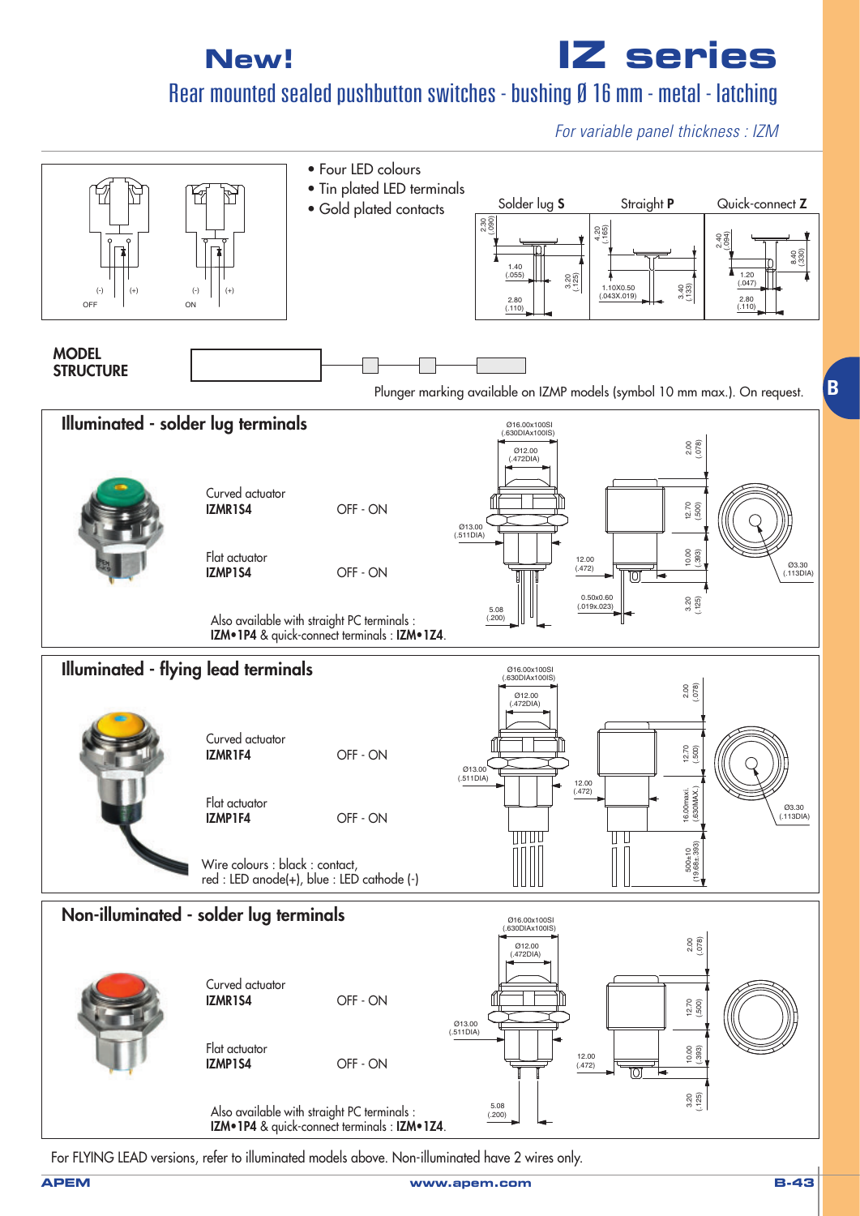# New! IZ series

## Rear mounted sealed pushbutton switches - bushing Ø 16 mm - metal - latching

*For variable panel thickness : IZM*

- Four LED colours
- Tin plated LED terminals
- Gold plated contacts

Solder lug **S** | Straight **P** | Quick-connect **Z**

**MODEL STRUCTURE**

Plunger marking available on IZMP models (symbol 10 mm max.). On request.

### Illuminated - solder lug terminals

| Actuator | Model | Function |
|---|---|---|
| Curved actuator | **IZMR1S4** | OFF - ON |
| Flat actuator | **IZMP1S4** | OFF - ON |

Also available with straight PC terminals : **IZM•1P4** & quick-connect terminals : **IZM•1Z4**.

### Illuminated - flying lead terminals

| Actuator | Model | Function |
|---|---|---|
| Curved actuator | **IZMR1F4** | OFF - ON |
| Flat actuator | **IZMP1F4** | OFF - ON |

Wire colours : black : contact, red : LED anode(+), blue : LED cathode (-)

### Non-illuminated - solder lug terminals

| Actuator | Model | Function |
|---|---|---|
| Curved actuator | **IZMR1S4** | OFF - ON |
| Flat actuator | **IZMP1S4** | OFF - ON |

Also available with straight PC terminals : **IZM•1P4** & quick-connect terminals : **IZM•1Z4**.

For FLYING LEAD versions, refer to illuminated models above. Non-illuminated have 2 wires only.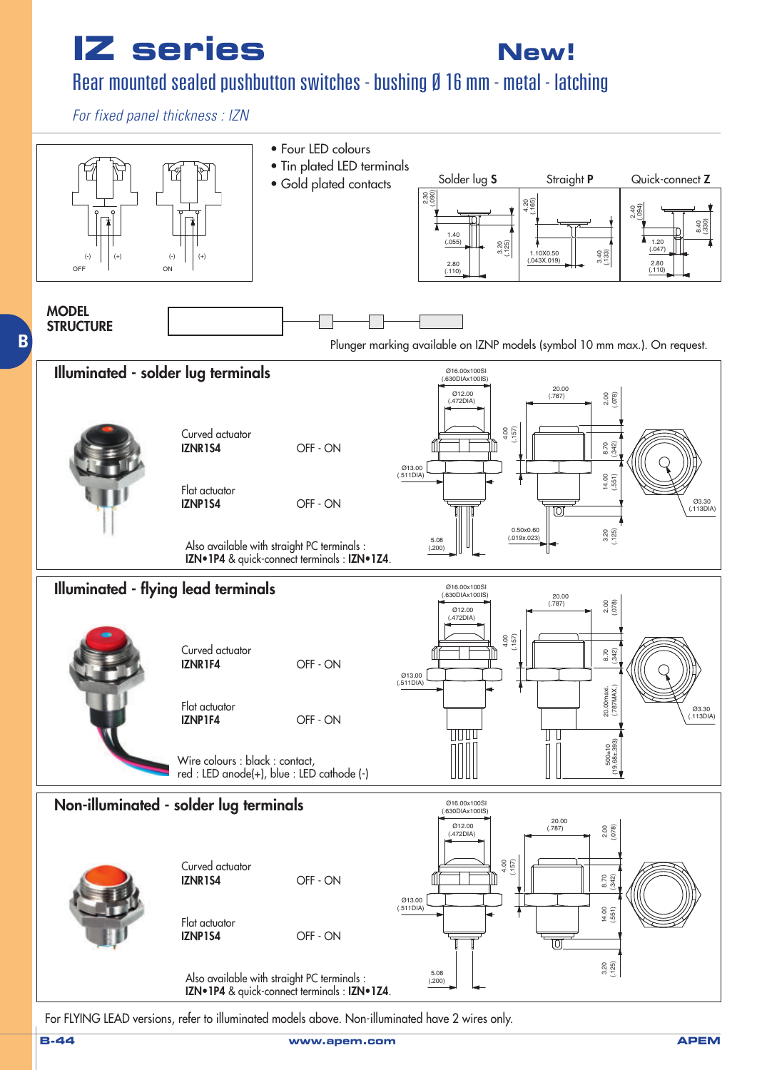# IZ series

**New!**

## Rear mounted sealed pushbutton switches - bushing Ø 16 mm - metal - latching

*For fixed panel thickness : IZN*

- Four LED colours
- Tin plated LED terminals
- Gold plated contacts

Solder lug **S** — Straight **P** — Quick-connect **Z**

**MODEL STRUCTURE**

Plunger marking available on IZNP models (symbol 10 mm max.). On request.

### Illuminated - solder lug terminals

| Actuator | Model | Function |
|---|---|---|
| Curved actuator | **IZNR1S4** | OFF - ON |
| Flat actuator | **IZNP1S4** | OFF - ON |

Also available with straight PC terminals : **IZN•1P4** & quick-connect terminals : **IZN•1Z4**.

### Illuminated - flying lead terminals

| Actuator | Model | Function |
|---|---|---|
| Curved actuator | **IZNR1F4** | OFF - ON |
| Flat actuator | **IZNP1F4** | OFF - ON |

Wire colours : black : contact, red : LED anode(+), blue : LED cathode (-)

### Non-illuminated - solder lug terminals

| Actuator | Model | Function |
|---|---|---|
| Curved actuator | **IZNR1S4** | OFF - ON |
| Flat actuator | **IZNP1S4** | OFF - ON |

Also available with straight PC terminals : **IZN•1P4** & quick-connect terminals : **IZN•1Z4**.

For FLYING LEAD versions, refer to illuminated models above. Non-illuminated have 2 wires only.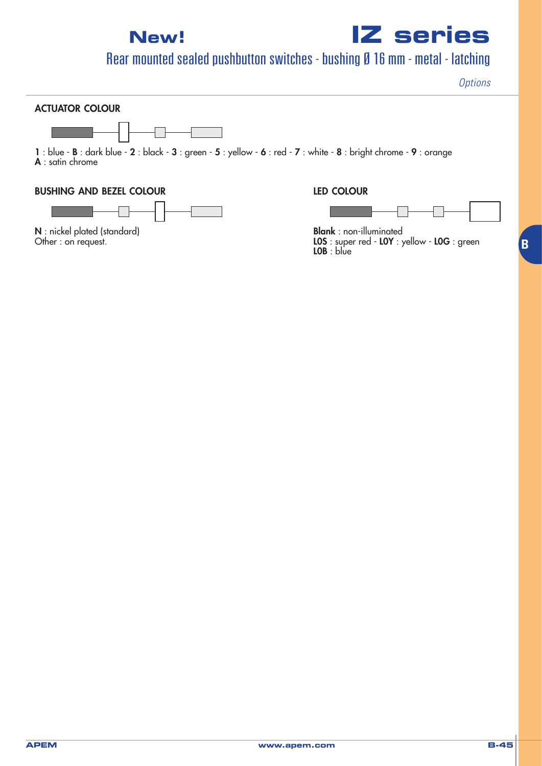# New! IZ series

## Rear mounted sealed pushbutton switches - bushing Ø 16 mm - metal - latching

*Options*

### ACTUATOR COLOUR

**1** : blue - **B** : dark blue - **2** : black - **3** : green - **5** : yellow - **6** : red - **7** : white - **8** : bright chrome - **9** : orange
**A** : satin chrome

### BUSHING AND BEZEL COLOUR

**N** : nickel plated (standard)
Other : on request.

### LED COLOUR

**Blank** : non-illuminated
**LOS** : super red - **LOY** : yellow - **LOG** : green
**LOB** : blue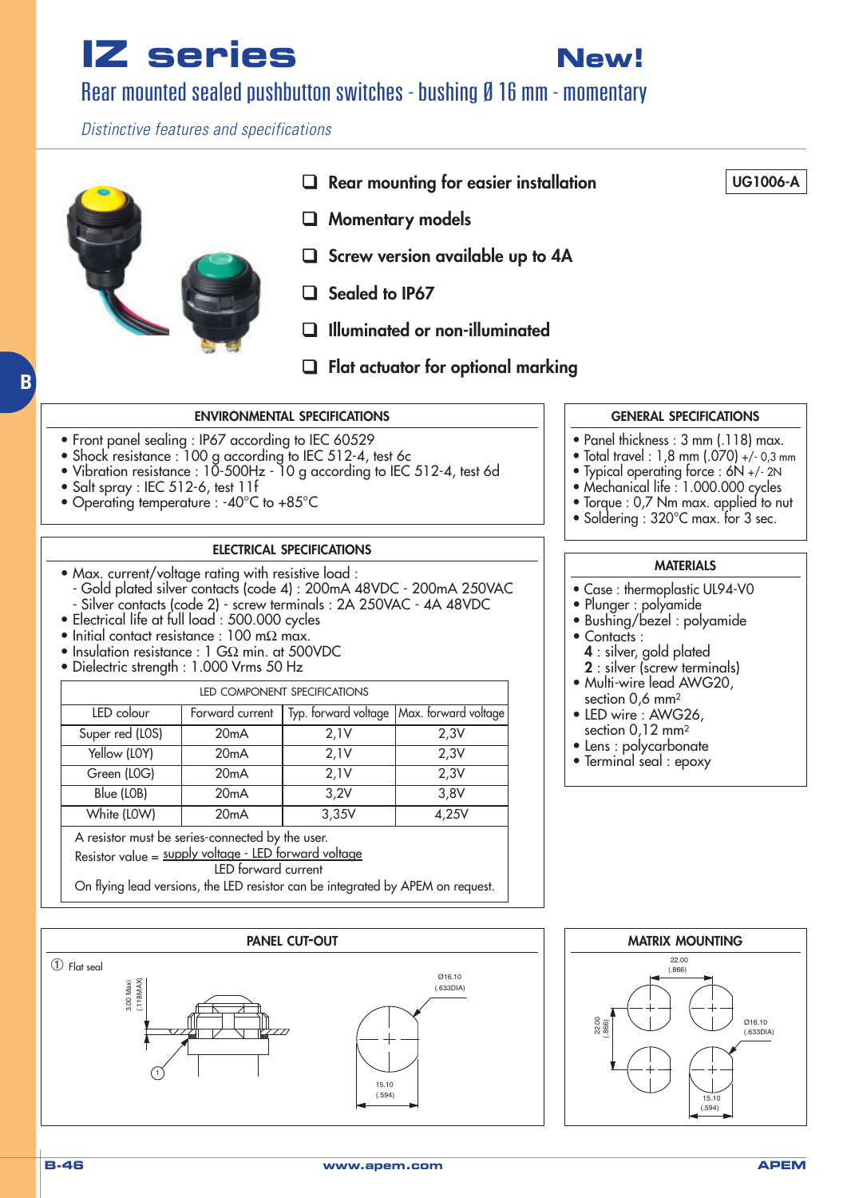# IZ series

**New!**

## Rear mounted sealed pushbutton switches - bushing Ø 16 mm - momentary

*Distinctive features and specifications*

UG1006-A

- Rear mounting for easier installation
- Momentary models
- Screw version available up to 4A
- Sealed to IP67
- Illuminated or non-illuminated
- Flat actuator for optional marking

### ENVIRONMENTAL SPECIFICATIONS

- Front panel sealing : IP67 according to IEC 60529
- Shock resistance : 100 g according to IEC 512-4, test 6c
- Vibration resistance : 10-500Hz - 10 g according to IEC 512-4, test 6d
- Salt spray : IEC 512-6, test 11f
- Operating temperature : -40°C to +85°C

### GENERAL SPECIFICATIONS

- Panel thickness : 3 mm (.118) max.
- Total travel : 1,8 mm (.070) +/- 0,3 mm
- Typical operating force : 6N +/- 2N
- Mechanical life : 1.000.000 cycles
- Torque : 0,7 Nm max. applied to nut
- Soldering : 320°C max. for 3 sec.

### ELECTRICAL SPECIFICATIONS

- Max. current/voltage rating with resistive load :
  - Gold plated silver contacts (code 4) : 200mA 48VDC - 200mA 250VAC
  - Silver contacts (code 2) - screw terminals : 2A 250VAC - 4A 48VDC
- Electrical life at full load : 500.000 cycles
- Initial contact resistance : 100 mΩ max.
- Insulation resistance : 1 GΩ min. at 500VDC
- Dielectric strength : 1.000 Vrms 50 Hz

LED COMPONENT SPECIFICATIONS

| LED colour | Forward current | Typ. forward voltage | Max. forward voltage |
|---|---|---|---|
| Super red (L0S) | 20mA | 2,1V | 2,3V |
| Yellow (L0Y) | 20mA | 2,1V | 2,3V |
| Green (L0G) | 20mA | 2,1V | 2,3V |
| Blue (L0B) | 20mA | 3,2V | 3,8V |
| White (L0W) | 20mA | 3,35V | 4,25V |

A resistor must be series-connected by the user.

$$\text{Resistor value} = \frac{\text{supply voltage - LED forward voltage}}{\text{LED forward current}}$$

On flying lead versions, the LED resistor can be integrated by APEM on request.

### MATERIALS

- Case : thermoplastic UL94-V0
- Plunger : polyamide
- Bushing/bezel : polyamide
- Contacts :
  - **4** : silver, gold plated
  - **2** : silver (screw terminals)
- Multi-wire lead AWG20, section 0,6 mm²
- LED wire : AWG26, section 0,12 mm²
- Lens : polycarbonate
- Terminal seal : epoxy

### PANEL CUT-OUT

① Flat seal

3.00 Maxi (.118MAX)

Ø16.10 (.633DIA)

15.10 (.594)

### MATRIX MOUNTING

22.00 (.866)

22.00 (.866)

Ø16.10 (.633DIA)

15.10 (.594)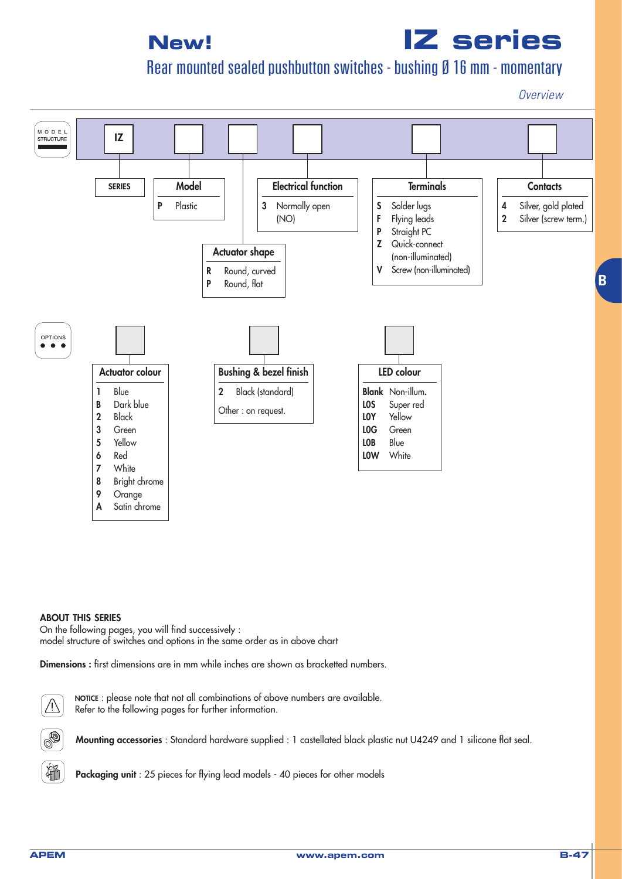# New! IZ series

## Rear mounted sealed pushbutton switches - bushing Ø 16 mm - momentary

*Overview*

### MODEL STRUCTURE

IZ □ □ □ □ □

**SERIES**: IZ

**Model**

| Code | Description |
|---|---|
| P | Plastic |

**Actuator shape**

| Code | Description |
|---|---|
| R | Round, curved |
| P | Round, flat |

**Electrical function**

| Code | Description |
|---|---|
| 3 | Normally open (NO) |

**Terminals**

| Code | Description |
|---|---|
| S | Solder lugs |
| F | Flying leads |
| P | Straight PC |
| Z | Quick-connect (non-illuminated) |
| V | Screw (non-illuminated) |

**Contacts**

| Code | Description |
|---|---|
| 4 | Silver, gold plated |
| 2 | Silver (screw term.) |

### OPTIONS

**Actuator colour**

| Code | Description |
|---|---|
| 1 | Blue |
| B | Dark blue |
| 2 | Black |
| 3 | Green |
| 5 | Yellow |
| 6 | Red |
| 7 | White |
| 8 | Bright chrome |
| 9 | Orange |
| A | Satin chrome |

**Bushing & bezel finish**

| Code | Description |
|---|---|
| 2 | Black (standard) |

Other : on request.

**LED colour**

| Code | Description |
|---|---|
| Blank | Non-illum. |
| L0S | Super red |
| L0Y | Yellow |
| L0G | Green |
| L0B | Blue |
| L0W | White |

**ABOUT THIS SERIES**

On the following pages, you will find successively :
model structure of switches and options in the same order as in above chart

**Dimensions :** first dimensions are in mm while inches are shown as bracketted numbers.

**NOTICE** : please note that not all combinations of above numbers are available.
Refer to the following pages for further information.

**Mounting accessories** : Standard hardware supplied : 1 castellated black plastic nut U4249 and 1 silicone flat seal.

**Packaging unit** : 25 pieces for flying lead models - 40 pieces for other models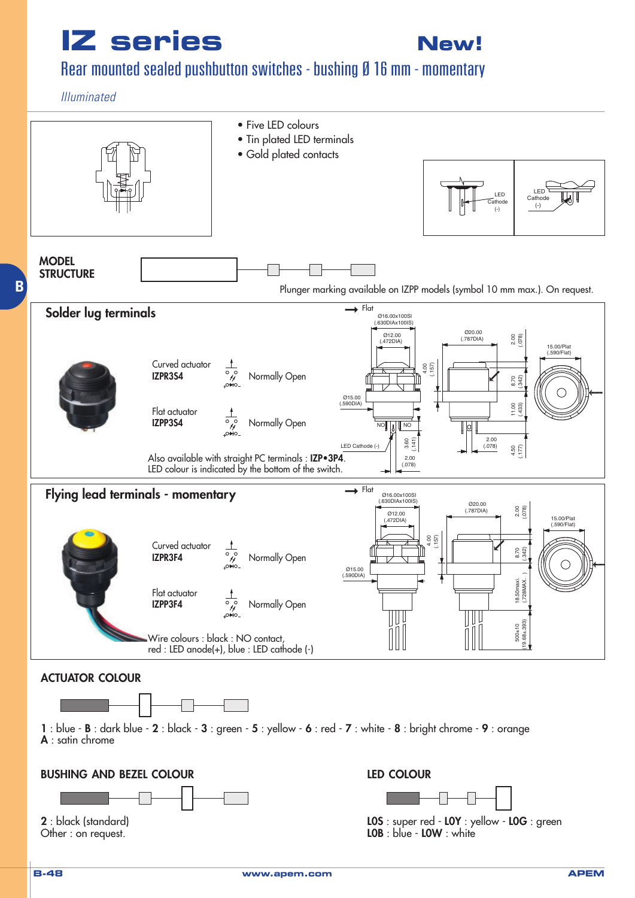# IZ series

**New!**

## Rear mounted sealed pushbutton switches - bushing Ø 16 mm - momentary

*Illuminated*

- Five LED colours
- Tin plated LED terminals
- Gold plated contacts

LED Cathode (-)

LED Cathode (-)

**MODEL STRUCTURE**

Plunger marking available on IZPP models (symbol 10 mm max.). On request.

## Solder lug terminals

Curved actuator
**IZPR3S4** — Normally Open

Flat actuator
**IZPP3S4** — Normally Open

Also available with straight PC terminals : **IZP•3P4**.
LED colour is indicated by the bottom of the switch.

Flat; Ø16.00x100SI (.630DIAx100IS); Ø12.00 (.472DIA); Ø20.00 (.787DIA); 2.00 (.078); 15.00/Plat (.590/Flat); 4.00 (.157); 8.70 (.342); Ø15.00 (.590DIA); 11.00 (.433); NO; NO; 2.00 (.078); LED Cathode (-); 3.60 (.141); 4.50 (.177); 2.00 (.078)

## Flying lead terminals - momentary

Curved actuator
**IZPR3F4** — Normally Open

Flat actuator
**IZPP3F4** — Normally Open

Wire colours : black : NO contact,
red : LED anode(+), blue : LED cathode (-)

Flat; Ø16.00x100SI (.630DIAx100IS); Ø12.00 (.472DIA); Ø20.00 (.787DIA); 2.00 (.078); 15.00/Plat (.590/Flat); 4.00 (.157); 8.70 (.342); Ø15.00 (.590DIA); 18.50maxi. (.728MAX.); 500±10 (19.68±.393)

## ACTUATOR COLOUR

**1** : blue - **B** : dark blue - **2** : black - **3** : green - **5** : yellow - **6** : red - **7** : white - **8** : bright chrome - **9** : orange
**A** : satin chrome

## BUSHING AND BEZEL COLOUR

**2** : black (standard)
Other : on request.

## LED COLOUR

**LOS** : super red - **LOY** : yellow - **LOG** : green
**LOB** : blue - **LOW** : white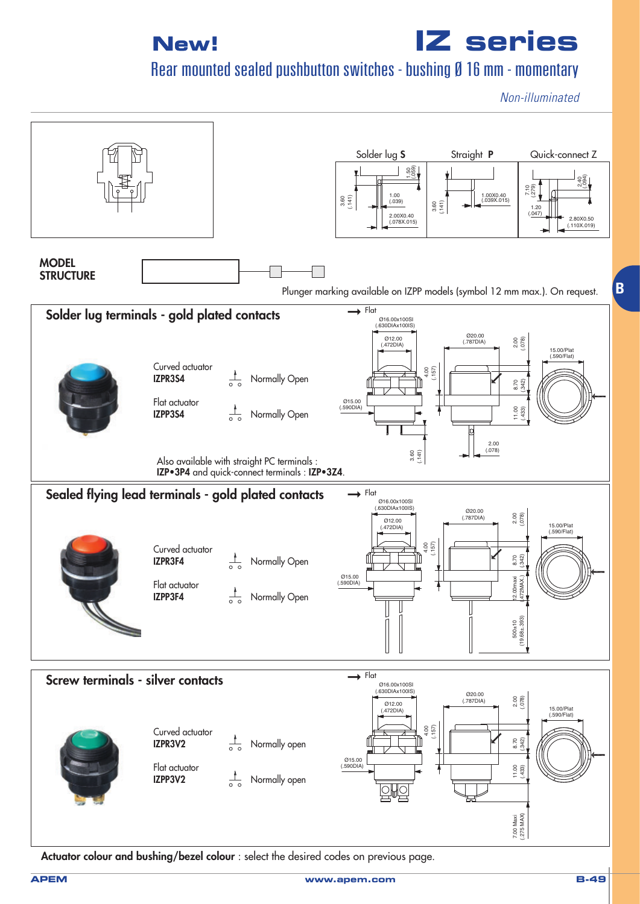# New! IZ series

## Rear mounted sealed pushbutton switches - bushing Ø 16 mm - momentary

*Non-illuminated*

Solder lug **S** | Straight **P** | Quick-connect Z

**MODEL STRUCTURE**

Plunger marking available on IZPP models (symbol 12 mm max.). On request.

## Solder lug terminals - gold plated contacts

| Actuator | Model | Function |
|---|---|---|
| Curved actuator | **IZPR3S4** | Normally Open |
| Flat actuator | **IZPP3S4** | Normally Open |

Also available with straight PC terminals : **IZP•3P4** and quick-connect terminals : **IZP•3Z4**.

## Sealed flying lead terminals - gold plated contacts

| Actuator | Model | Function |
|---|---|---|
| Curved actuator | **IZPR3F4** | Normally Open |
| Flat actuator | **IZPP3F4** | Normally Open |

## Screw terminals - silver contacts

| Actuator | Model | Function |
|---|---|---|
| Curved actuator | **IZPR3V2** | Normally open |
| Flat actuator | **IZPP3V2** | Normally open |

**Actuator colour and bushing/bezel colour** : select the desired codes on previous page.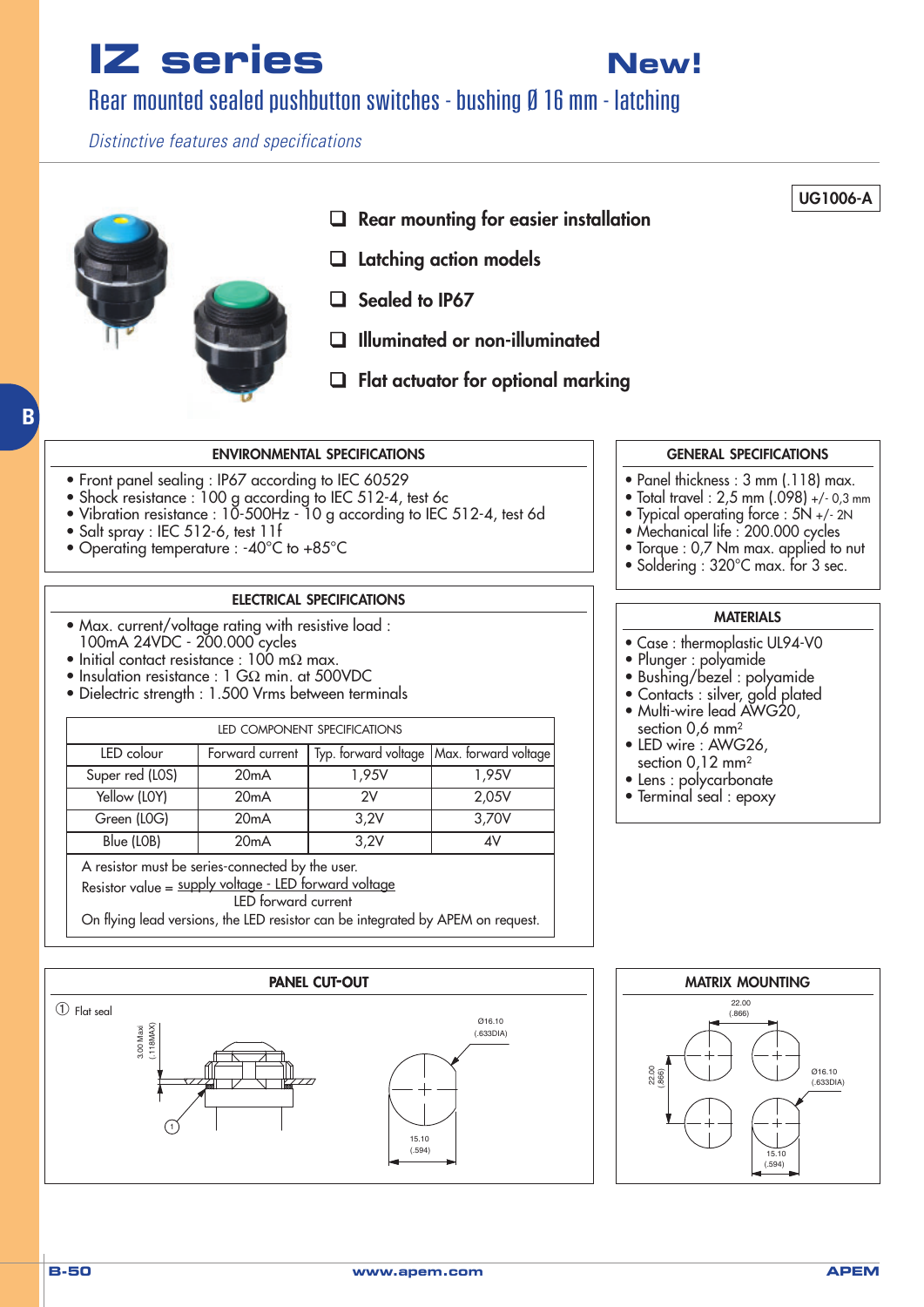# IZ series

**New!**

## Rear mounted sealed pushbutton switches - bushing Ø 16 mm - latching

*Distinctive features and specifications*

UG1006-A

- Rear mounting for easier installation
- Latching action models
- Sealed to IP67
- Illuminated or non-illuminated
- Flat actuator for optional marking

### ENVIRONMENTAL SPECIFICATIONS

- Front panel sealing : IP67 according to IEC 60529
- Shock resistance : 100 g according to IEC 512-4, test 6c
- Vibration resistance : 10-500Hz - 10 g according to IEC 512-4, test 6d
- Salt spray : IEC 512-6, test 11f
- Operating temperature : -40°C to +85°C

### GENERAL SPECIFICATIONS

- Panel thickness : 3 mm (.118) max.
- Total travel : 2,5 mm (.098) +/- 0,3 mm
- Typical operating force : 5N +/- 2N
- Mechanical life : 200.000 cycles
- Torque : 0,7 Nm max. applied to nut
- Soldering : 320°C max. for 3 sec.

### ELECTRICAL SPECIFICATIONS

- Max. current/voltage rating with resistive load : 100mA 24VDC - 200.000 cycles
- Initial contact resistance : 100 mΩ max.
- Insulation resistance : 1 GΩ min. at 500VDC
- Dielectric strength : 1.500 Vrms between terminals

LED COMPONENT SPECIFICATIONS

| LED colour | Forward current | Typ. forward voltage | Max. forward voltage |
|---|---|---|---|
| Super red (L0S) | 20mA | 1,95V | 1,95V |
| Yellow (L0Y) | 20mA | 2V | 2,05V |
| Green (L0G) | 20mA | 3,2V | 3,70V |
| Blue (L0B) | 20mA | 3,2V | 4V |

A resistor must be series-connected by the user.

Resistor value = $\frac{\text{supply voltage - LED forward voltage}}{\text{LED forward current}}$

On flying lead versions, the LED resistor can be integrated by APEM on request.

### MATERIALS

- Case : thermoplastic UL94-V0
- Plunger : polyamide
- Bushing/bezel : polyamide
- Contacts : silver, gold plated
- Multi-wire lead AWG20, section 0,6 mm²
- LED wire : AWG26, section 0,12 mm²
- Lens : polycarbonate
- Terminal seal : epoxy

### PANEL CUT-OUT

① Flat seal

3.00 Maxi (.118MAX)

Ø16.10 (.633DIA)

15.10 (.594)

### MATRIX MOUNTING

22.00 (.866)

22.00 (.866)

Ø16.10 (.633DIA)

15.10 (.594)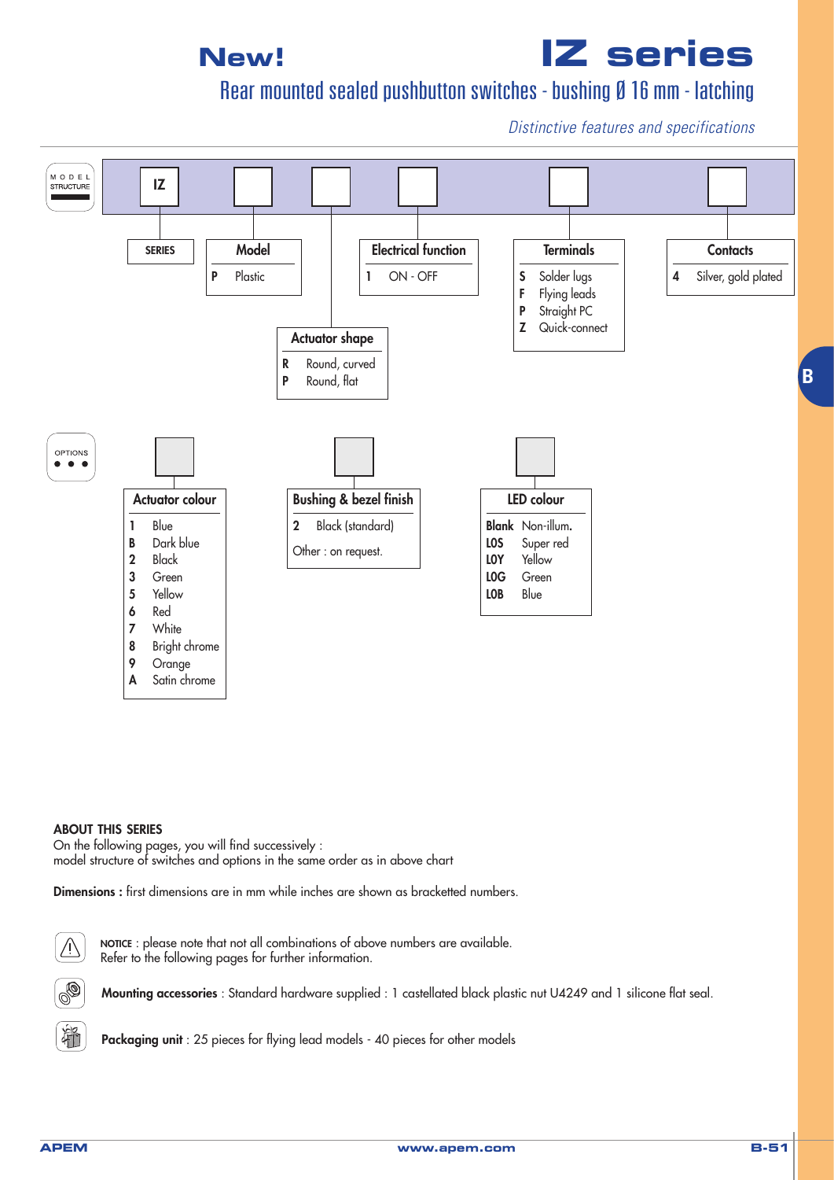**New!**

# IZ series

## Rear mounted sealed pushbutton switches - bushing Ø 16 mm - latching

*Distinctive features and specifications*

### MODEL STRUCTURE

IZ [ ] [ ] [ ] [ ] [ ]

| SERIES | Model | Actuator shape | Electrical function | Terminals | Contacts |
|---|---|---|---|---|---|
| IZ | **P** Plastic | **R** Round, curved | **1** ON - OFF | **S** Solder lugs | **4** Silver, gold plated |
| | | **P** Round, flat | | **F** Flying leads | |
| | | | | **P** Straight PC | |
| | | | | **Z** Quick-connect | |

### OPTIONS

| Actuator colour | Bushing & bezel finish | LED colour |
|---|---|---|
| **1** Blue | **2** Black (standard) | **Blank** Non-illum. |
| **B** Dark blue | Other : on request. | **L0S** Super red |
| **2** Black | | **L0Y** Yellow |
| **3** Green | | **L0G** Green |
| **5** Yellow | | **L0B** Blue |
| **6** Red | | |
| **7** White | | |
| **8** Bright chrome | | |
| **9** Orange | | |
| **A** Satin chrome | | |

**ABOUT THIS SERIES**

On the following pages, you will find successively :
model structure of switches and options in the same order as in above chart

**Dimensions :** first dimensions are in mm while inches are shown as bracketted numbers.

**NOTICE** : please note that not all combinations of above numbers are available.
Refer to the following pages for further information.

**Mounting accessories** : Standard hardware supplied : 1 castellated black plastic nut U4249 and 1 silicone flat seal.

**Packaging unit** : 25 pieces for flying lead models - 40 pieces for other models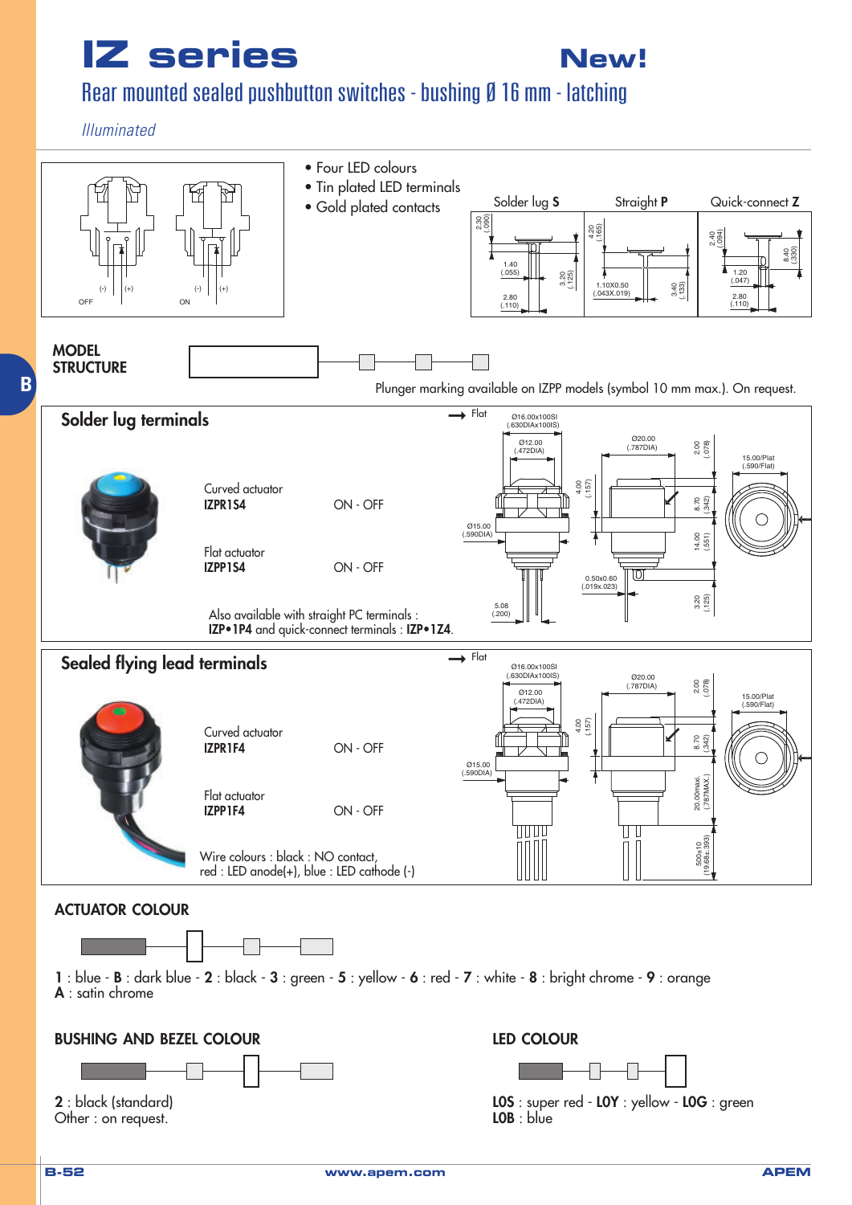# IZ series

**New!**

## Rear mounted sealed pushbutton switches - bushing Ø 16 mm - latching

*Illuminated*

OFF — ON

- Four LED colours
- Tin plated LED terminals
- Gold plated contacts

Solder lug **S** — Straight **P** — Quick-connect **Z**

### MODEL STRUCTURE

Plunger marking available on IZPP models (symbol 10 mm max.). On request.

## Solder lug terminals

| Actuator | Model | Function |
|---|---|---|
| Curved actuator | **IZPR1S4** | ON - OFF |
| Flat actuator | **IZPP1S4** | ON - OFF |

Also available with straight PC terminals : **IZP•1P4** and quick-connect terminals : **IZP•1Z4**.

## Sealed flying lead terminals

| Actuator | Model | Function |
|---|---|---|
| Curved actuator | **IZPR1F4** | ON - OFF |
| Flat actuator | **IZPP1F4** | ON - OFF |

Wire colours : black : NO contact, red : LED anode(+), blue : LED cathode (-)

### ACTUATOR COLOUR

**1** : blue - **B** : dark blue - **2** : black - **3** : green - **5** : yellow - **6** : red - **7** : white - **8** : bright chrome - **9** : orange
**A** : satin chrome

### BUSHING AND BEZEL COLOUR

**2** : black (standard)
Other : on request.

### LED COLOUR

**L0S** : super red - **L0Y** : yellow - **L0G** : green
**L0B** : blue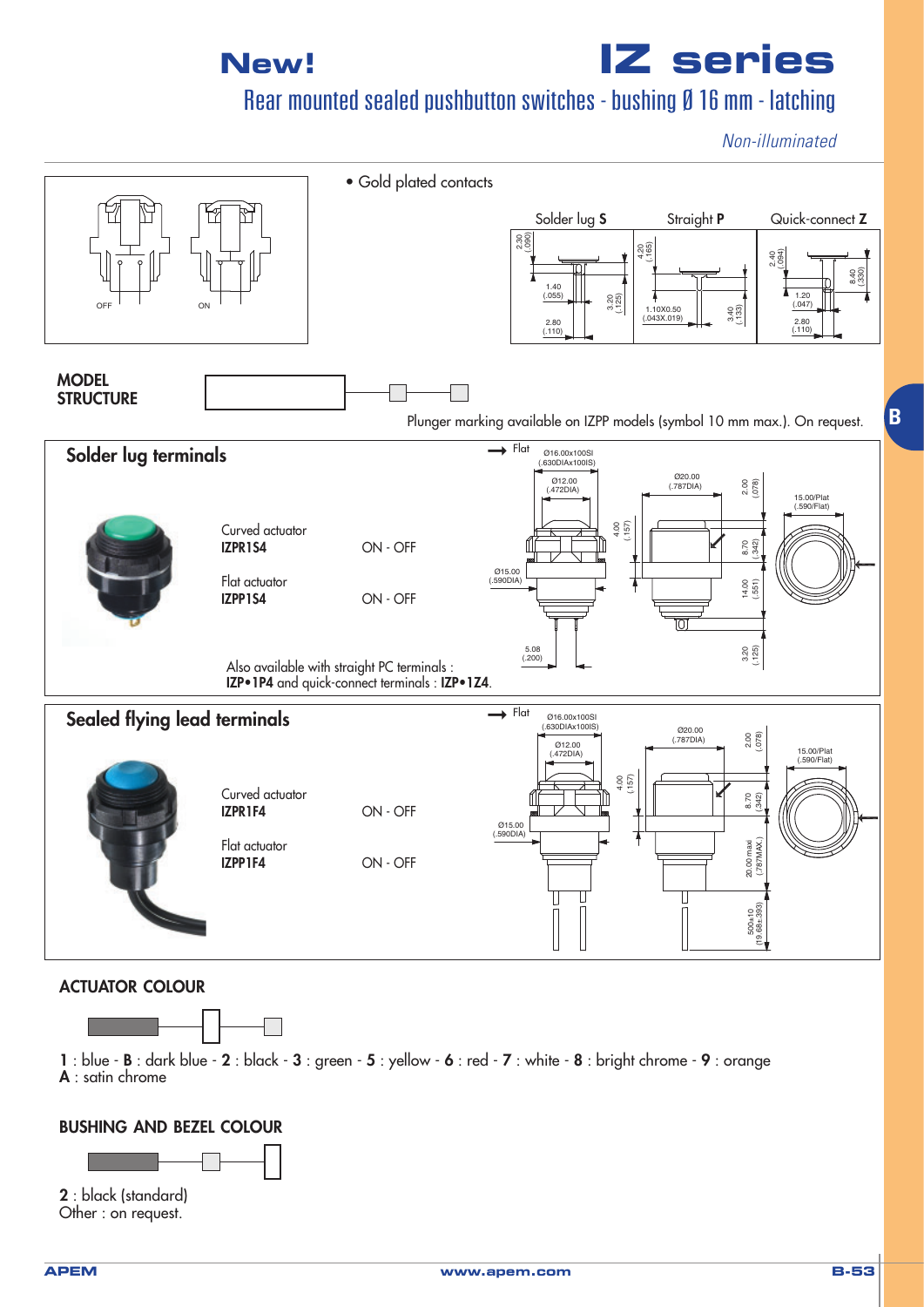# New! IZ series

## Rear mounted sealed pushbutton switches - bushing Ø 16 mm - latching

*Non-illuminated*

OFF ON

- Gold plated contacts

Solder lug **S** | Straight **P** | Quick-connect **Z**

2.30 (.090) | 1.40 (.055) | 3.20 (.125) | 2.80 (.110) | 4.20 (.165) | 1.10X0.50 (.043X.019) | 3.40 (.133) | 2.40 (.094) | 8.40 (.330) | 1.20 (.047) | 2.80 (.110)

**MODEL STRUCTURE**

Plunger marking available on IZPP models (symbol 10 mm max.). On request.

## Solder lug terminals

| | | |
|---|---|---|
| Curved actuator | **IZPR1S4** | ON - OFF |
| Flat actuator | **IZPP1S4** | ON - OFF |

Also available with straight PC terminals : **IZP•1P4** and quick-connect terminals : **IZP•1Z4**.

Flat; Ø16.00x100SI (.630DIAx100IS); Ø12.00 (.472DIA); Ø20.00 (.787DIA); 2.00 (.078); 15.00/Plat (.590/Flat); 4.00 (.157); 8.70 (.342); Ø15.00 (.590DIA); 14.00 (.551); 5.08 (.200); 3.20 (.125)

## Sealed flying lead terminals

| | | |
|---|---|---|
| Curved actuator | **IZPR1F4** | ON - OFF |
| Flat actuator | **IZPP1F4** | ON - OFF |

Flat; Ø16.00x100SI (.630DIAx100IS); Ø12.00 (.472DIA); Ø20.00 (.787DIA); 2.00 (.078); 15.00/Plat (.590/Flat); 4.00 (.157); 8.70 (.342); Ø15.00 (.590DIA); 20.00 maxi (.787MAX.); 500±10 (19.68±.393)

**ACTUATOR COLOUR**

**1** : blue - **B** : dark blue - **2** : black - **3** : green - **5** : yellow - **6** : red - **7** : white - **8** : bright chrome - **9** : orange
**A** : satin chrome

**BUSHING AND BEZEL COLOUR**

**2** : black (standard)
Other : on request.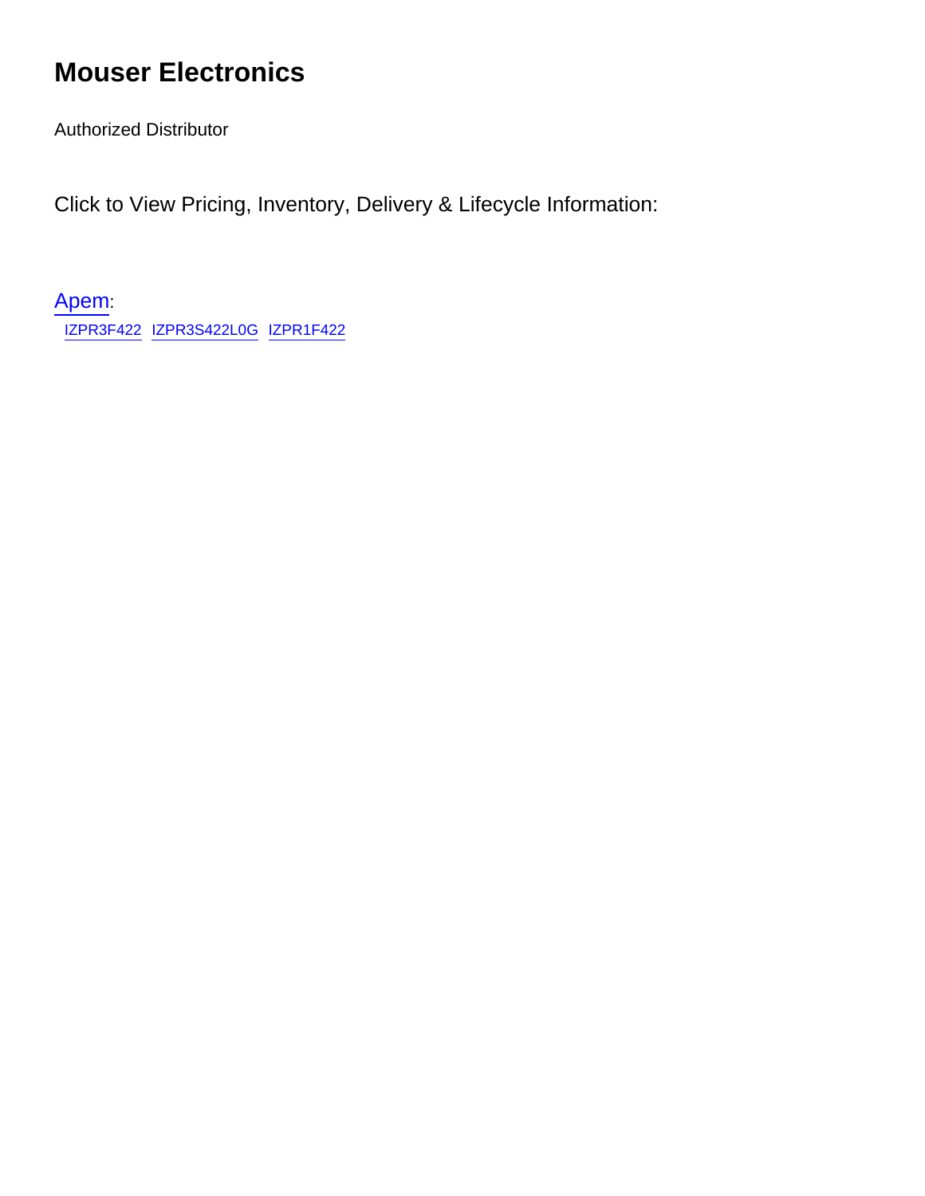# Mouser Electronics

Authorized Distributor

Click to View Pricing, Inventory, Delivery & Lifecycle Information:

Apem:

IZPR3F422 IZPR3S422L0G IZPR1F422